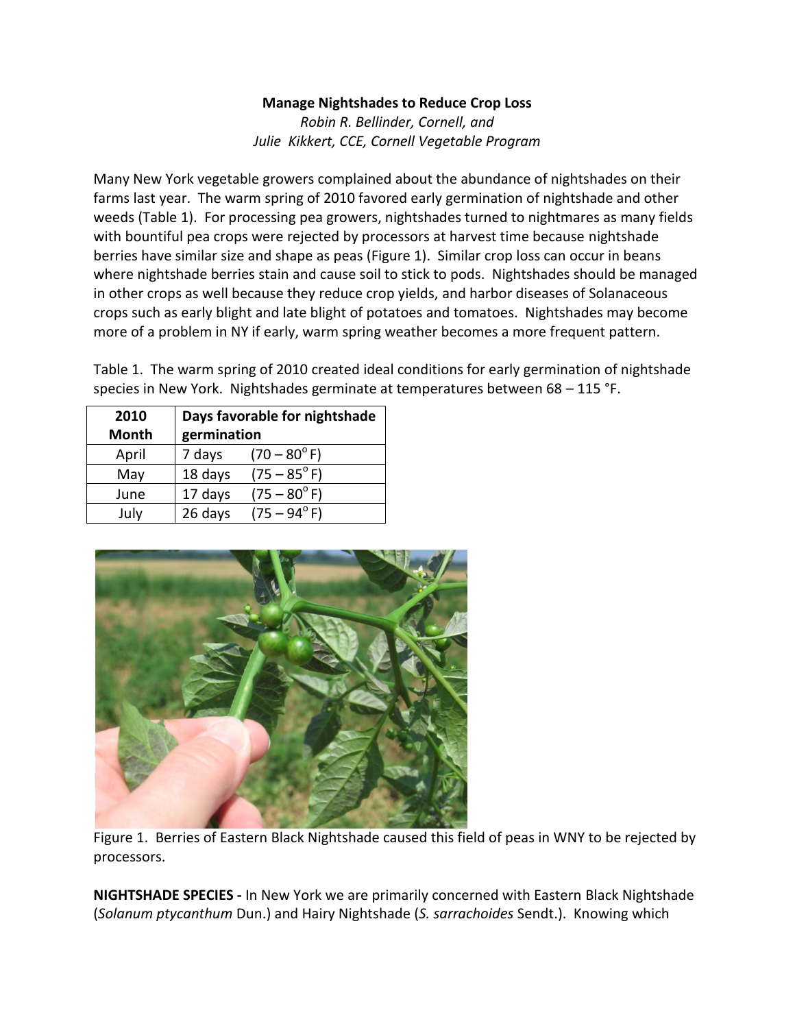**Manage Nightshades to Reduce Crop Loss**

*Robin R. Bellinder, Cornell, and*
*Julie Kikkert, CCE, Cornell Vegetable Program*

Many New York vegetable growers complained about the abundance of nightshades on their farms last year. The warm spring of 2010 favored early germination of nightshade and other weeds (Table 1). For processing pea growers, nightshades turned to nightmares as many fields with bountiful pea crops were rejected by processors at harvest time because nightshade berries have similar size and shape as peas (Figure 1). Similar crop loss can occur in beans where nightshade berries stain and cause soil to stick to pods. Nightshades should be managed in other crops as well because they reduce crop yields, and harbor diseases of Solanaceous crops such as early blight and late blight of potatoes and tomatoes. Nightshades may become more of a problem in NY if early, warm spring weather becomes a more frequent pattern.

Table 1. The warm spring of 2010 created ideal conditions for early germination of nightshade species in New York. Nightshades germinate at temperatures between 68 – 115 °F.

| 2010 Month | Days favorable for nightshade germination |
|---|---|
| April | 7 days (70 – 80° F) |
| May | 18 days (75 – 85° F) |
| June | 17 days (75 – 80° F) |
| July | 26 days (75 – 94° F) |

Figure 1. Berries of Eastern Black Nightshade caused this field of peas in WNY to be rejected by processors.

**NIGHTSHADE SPECIES -** In New York we are primarily concerned with Eastern Black Nightshade (*Solanum ptycanthum* Dun.) and Hairy Nightshade (*S. sarrachoides* Sendt.). Knowing which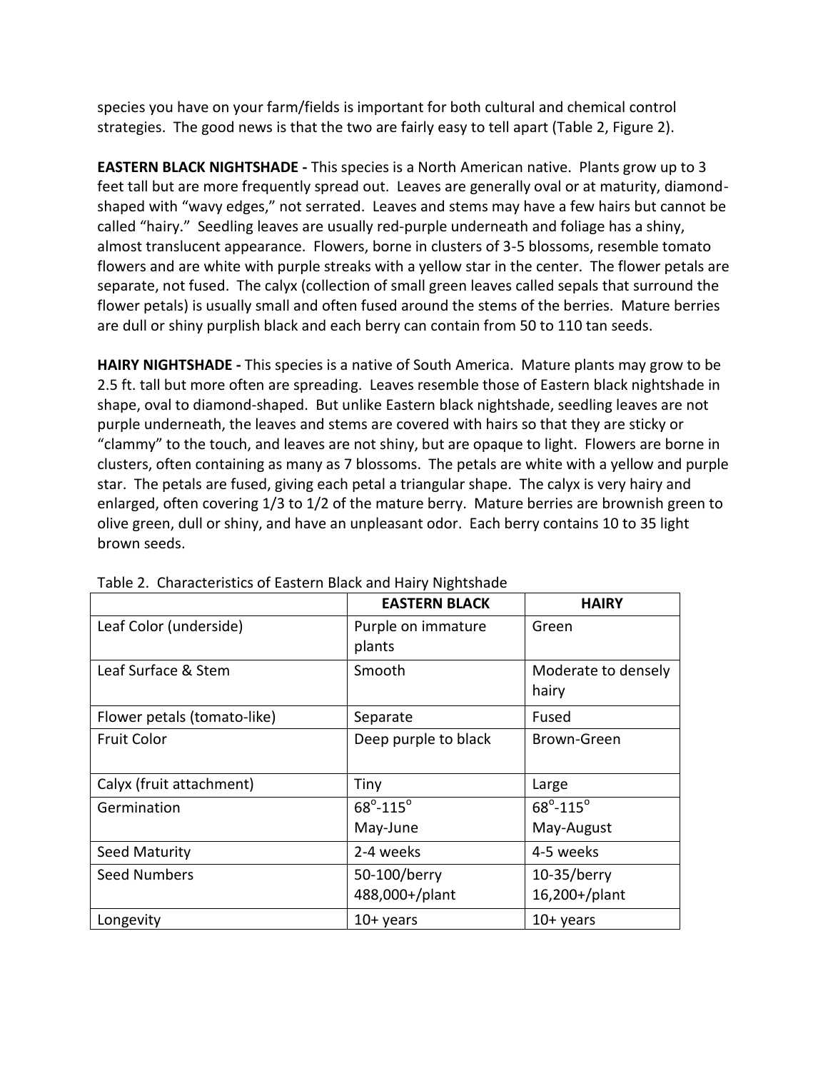species you have on your farm/fields is important for both cultural and chemical control strategies. The good news is that the two are fairly easy to tell apart (Table 2, Figure 2).

**EASTERN BLACK NIGHTSHADE -** This species is a North American native. Plants grow up to 3 feet tall but are more frequently spread out. Leaves are generally oval or at maturity, diamond-shaped with "wavy edges," not serrated. Leaves and stems may have a few hairs but cannot be called "hairy." Seedling leaves are usually red-purple underneath and foliage has a shiny, almost translucent appearance. Flowers, borne in clusters of 3-5 blossoms, resemble tomato flowers and are white with purple streaks with a yellow star in the center. The flower petals are separate, not fused. The calyx (collection of small green leaves called sepals that surround the flower petals) is usually small and often fused around the stems of the berries. Mature berries are dull or shiny purplish black and each berry can contain from 50 to 110 tan seeds.

**HAIRY NIGHTSHADE -** This species is a native of South America. Mature plants may grow to be 2.5 ft. tall but more often are spreading. Leaves resemble those of Eastern black nightshade in shape, oval to diamond-shaped. But unlike Eastern black nightshade, seedling leaves are not purple underneath, the leaves and stems are covered with hairs so that they are sticky or "clammy" to the touch, and leaves are not shiny, but are opaque to light. Flowers are borne in clusters, often containing as many as 7 blossoms. The petals are white with a yellow and purple star. The petals are fused, giving each petal a triangular shape. The calyx is very hairy and enlarged, often covering 1/3 to 1/2 of the mature berry. Mature berries are brownish green to olive green, dull or shiny, and have an unpleasant odor. Each berry contains 10 to 35 light brown seeds.

Table 2. Characteristics of Eastern Black and Hairy Nightshade

| | **EASTERN BLACK** | **HAIRY** |
|---|---|---|
| Leaf Color (underside) | Purple on immature plants | Green |
| Leaf Surface & Stem | Smooth | Moderate to densely hairy |
| Flower petals (tomato-like) | Separate | Fused |
| Fruit Color | Deep purple to black | Brown-Green |
| Calyx (fruit attachment) | Tiny | Large |
| Germination | 68°-115° May-June | 68°-115° May-August |
| Seed Maturity | 2-4 weeks | 4-5 weeks |
| Seed Numbers | 50-100/berry 488,000+/plant | 10-35/berry 16,200+/plant |
| Longevity | 10+ years | 10+ years |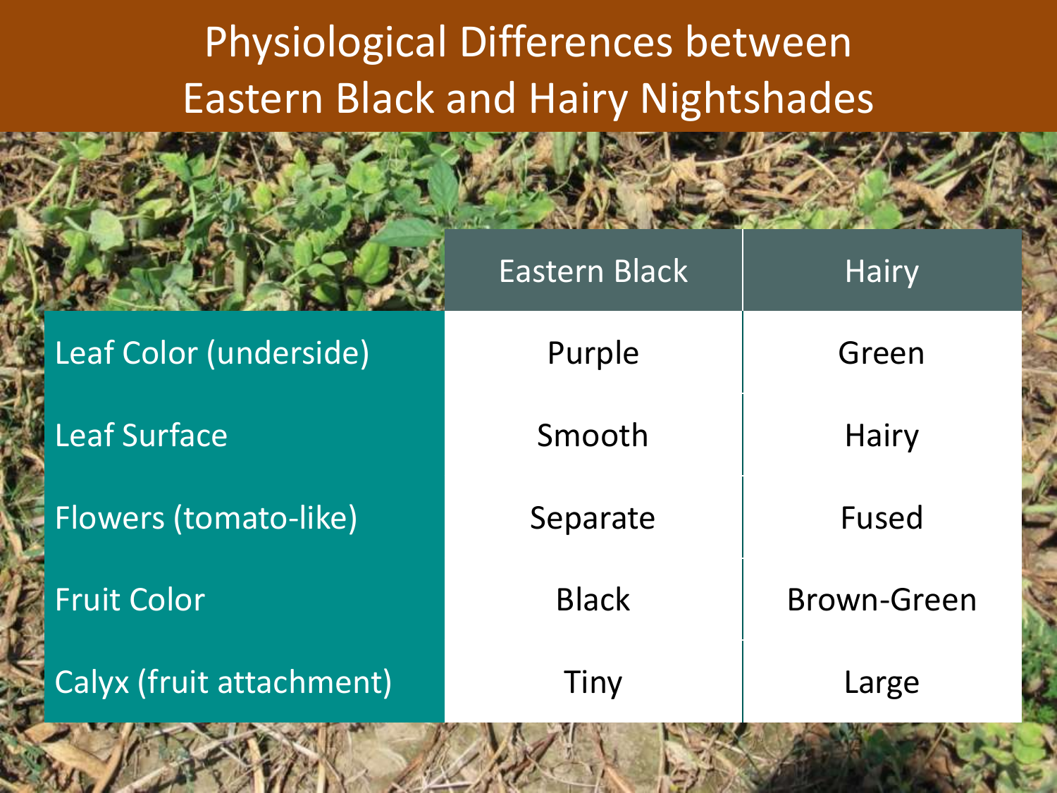# Physiological Differences between Eastern Black and Hairy Nightshades

| | Eastern Black | Hairy |
|---|---|---|
| Leaf Color (underside) | Purple | Green |
| Leaf Surface | Smooth | Hairy |
| Flowers (tomato-like) | Separate | Fused |
| Fruit Color | Black | Brown-Green |
| Calyx (fruit attachment) | Tiny | Large |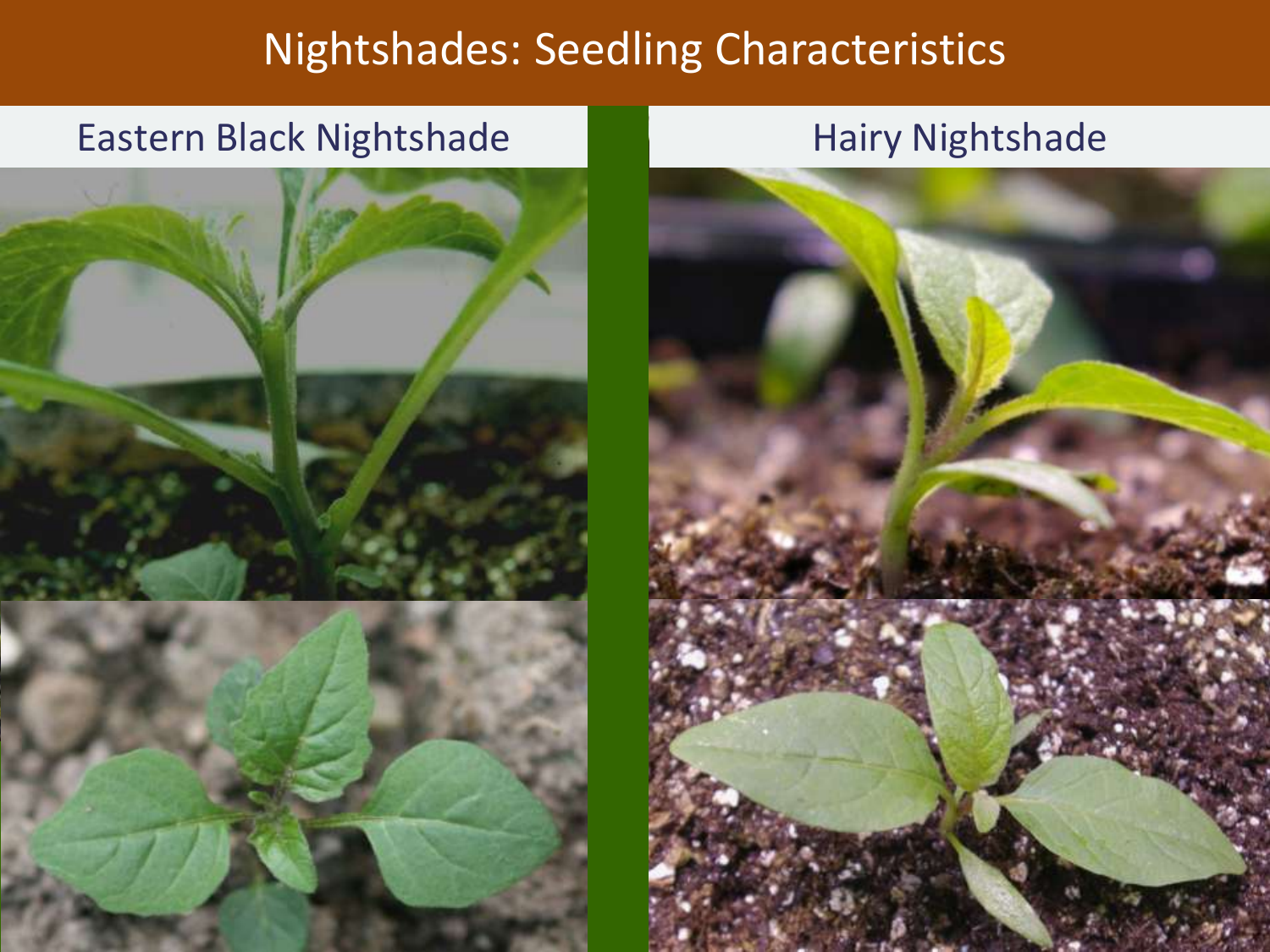# Nightshades: Seedling Characteristics

## Eastern Black Nightshade

## Hairy Nightshade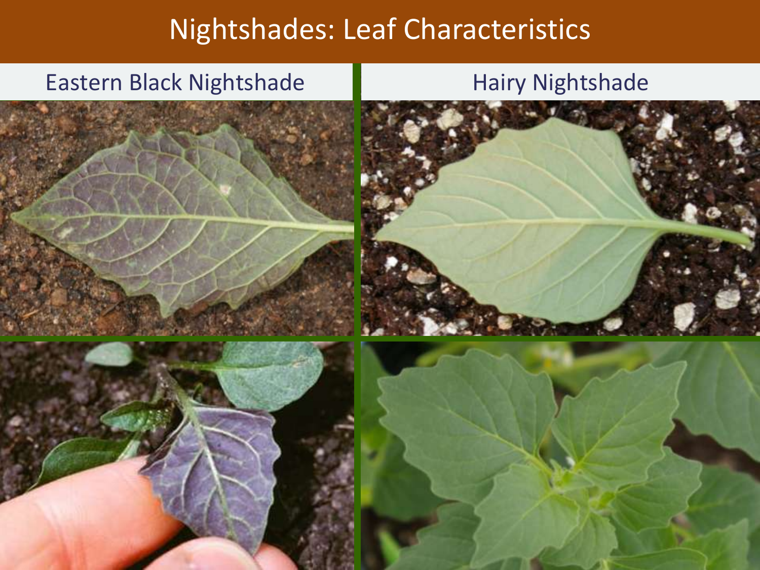# Nightshades: Leaf Characteristics

| Eastern Black Nightshade | Hairy Nightshade |
| --- | --- |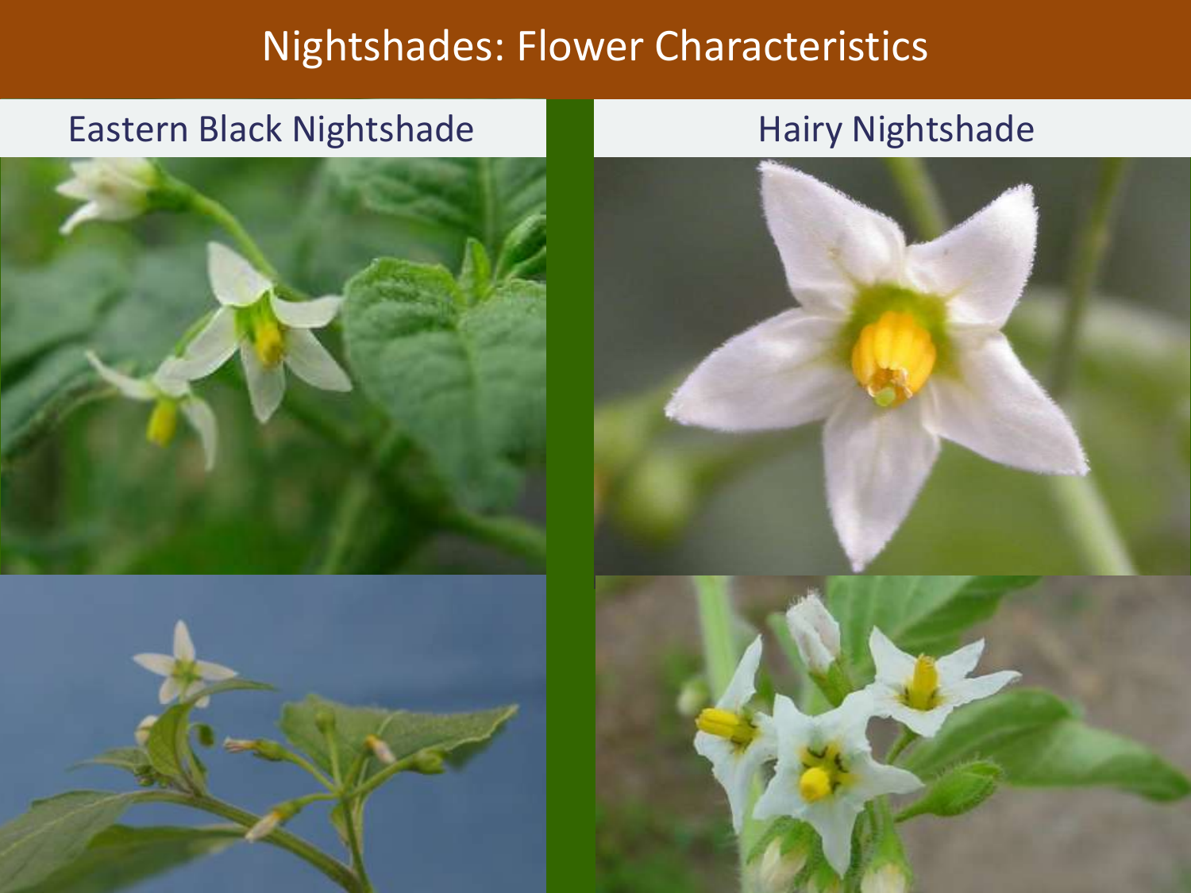# Nightshades: Flower Characteristics

## Eastern Black Nightshade

## Hairy Nightshade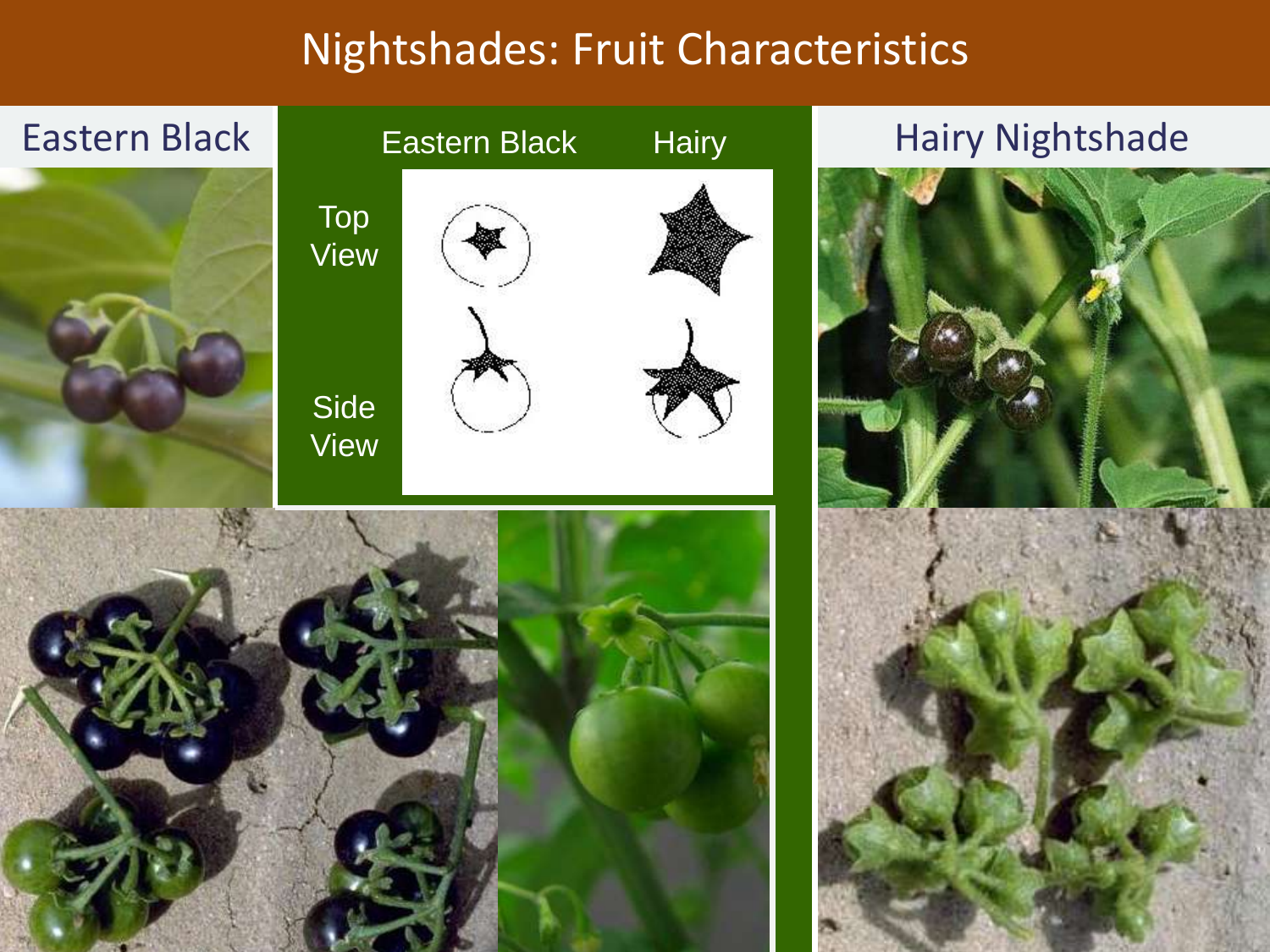# Nightshades: Fruit Characteristics

Eastern Black

| | Eastern Black | Hairy |
|---|---|---|
| Top View | | |
| Side View | | |

Hairy Nightshade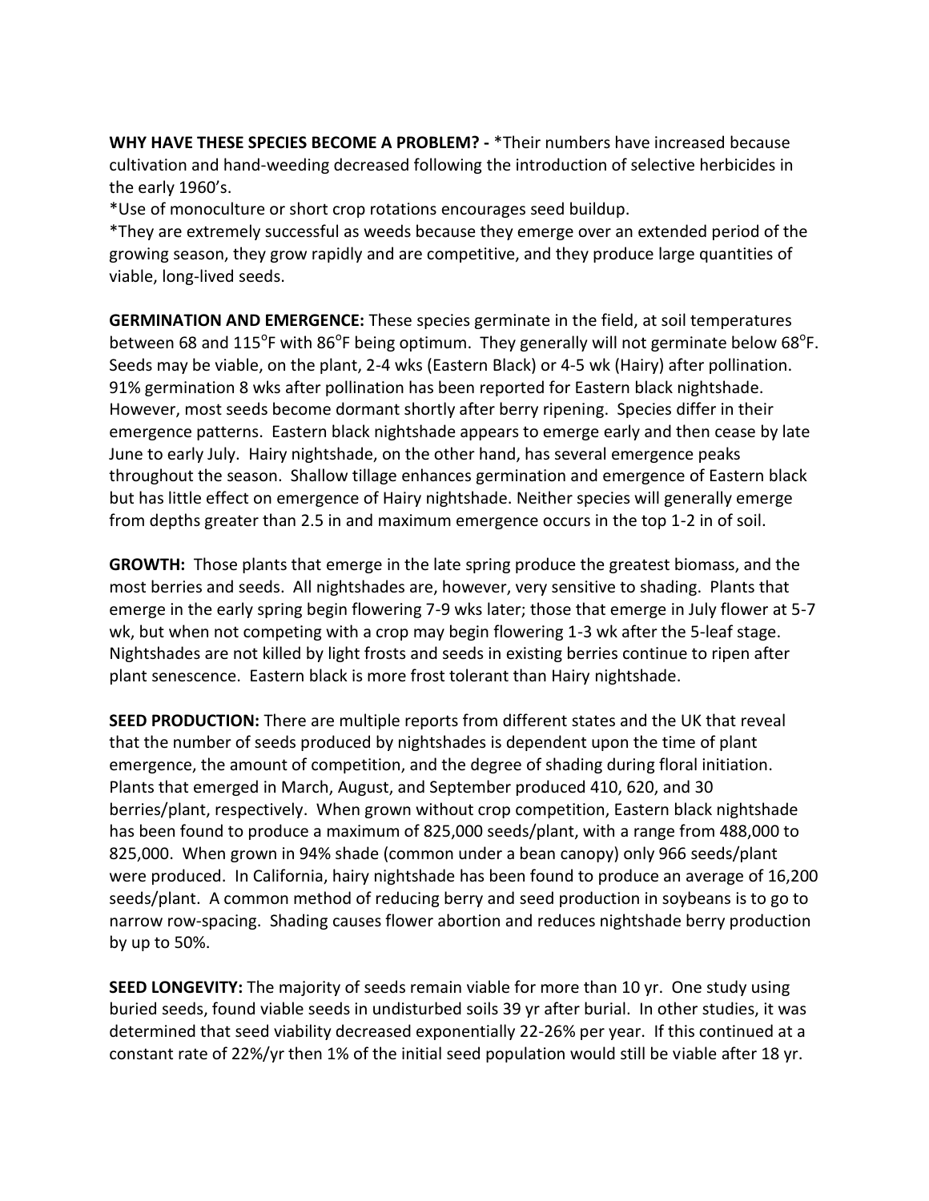**WHY HAVE THESE SPECIES BECOME A PROBLEM? -** *Their numbers have increased because cultivation and hand-weeding decreased following the introduction of selective herbicides in the early 1960's.

*Use of monoculture or short crop rotations encourages seed buildup.

*They are extremely successful as weeds because they emerge over an extended period of the growing season, they grow rapidly and are competitive, and they produce large quantities of viable, long-lived seeds.

**GERMINATION AND EMERGENCE:** These species germinate in the field, at soil temperatures between 68 and 115°F with 86°F being optimum. They generally will not germinate below 68°F. Seeds may be viable, on the plant, 2-4 wks (Eastern Black) or 4-5 wk (Hairy) after pollination. 91% germination 8 wks after pollination has been reported for Eastern black nightshade. However, most seeds become dormant shortly after berry ripening. Species differ in their emergence patterns. Eastern black nightshade appears to emerge early and then cease by late June to early July. Hairy nightshade, on the other hand, has several emergence peaks throughout the season. Shallow tillage enhances germination and emergence of Eastern black but has little effect on emergence of Hairy nightshade. Neither species will generally emerge from depths greater than 2.5 in and maximum emergence occurs in the top 1-2 in of soil.

**GROWTH:** Those plants that emerge in the late spring produce the greatest biomass, and the most berries and seeds. All nightshades are, however, very sensitive to shading. Plants that emerge in the early spring begin flowering 7-9 wks later; those that emerge in July flower at 5-7 wk, but when not competing with a crop may begin flowering 1-3 wk after the 5-leaf stage. Nightshades are not killed by light frosts and seeds in existing berries continue to ripen after plant senescence. Eastern black is more frost tolerant than Hairy nightshade.

**SEED PRODUCTION:** There are multiple reports from different states and the UK that reveal that the number of seeds produced by nightshades is dependent upon the time of plant emergence, the amount of competition, and the degree of shading during floral initiation. Plants that emerged in March, August, and September produced 410, 620, and 30 berries/plant, respectively. When grown without crop competition, Eastern black nightshade has been found to produce a maximum of 825,000 seeds/plant, with a range from 488,000 to 825,000. When grown in 94% shade (common under a bean canopy) only 966 seeds/plant were produced. In California, hairy nightshade has been found to produce an average of 16,200 seeds/plant. A common method of reducing berry and seed production in soybeans is to go to narrow row-spacing. Shading causes flower abortion and reduces nightshade berry production by up to 50%.

**SEED LONGEVITY:** The majority of seeds remain viable for more than 10 yr. One study using buried seeds, found viable seeds in undisturbed soils 39 yr after burial. In other studies, it was determined that seed viability decreased exponentially 22-26% per year. If this continued at a constant rate of 22%/yr then 1% of the initial seed population would still be viable after 18 yr.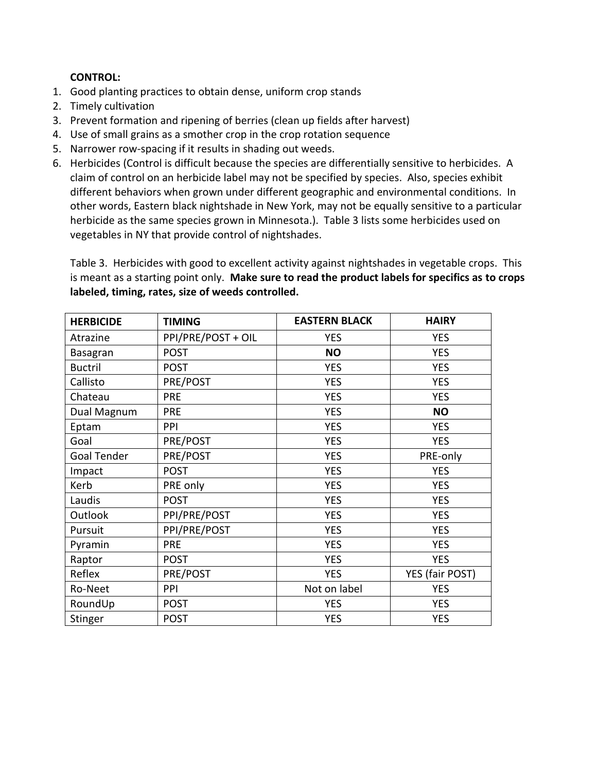**CONTROL:**

1. Good planting practices to obtain dense, uniform crop stands
2. Timely cultivation
3. Prevent formation and ripening of berries (clean up fields after harvest)
4. Use of small grains as a smother crop in the crop rotation sequence
5. Narrower row-spacing if it results in shading out weeds.
6. Herbicides (Control is difficult because the species are differentially sensitive to herbicides. A claim of control on an herbicide label may not be specified by species. Also, species exhibit different behaviors when grown under different geographic and environmental conditions. In other words, Eastern black nightshade in New York, may not be equally sensitive to a particular herbicide as the same species grown in Minnesota.). Table 3 lists some herbicides used on vegetables in NY that provide control of nightshades.

   Table 3. Herbicides with good to excellent activity against nightshades in vegetable crops. This is meant as a starting point only. **Make sure to read the product labels for specifics as to crops labeled, timing, rates, size of weeds controlled.**

| HERBICIDE | TIMING | EASTERN BLACK | HAIRY |
|---|---|---|---|
| Atrazine | PPI/PRE/POST + OIL | YES | YES |
| Basagran | POST | **NO** | YES |
| Buctril | POST | YES | YES |
| Callisto | PRE/POST | YES | YES |
| Chateau | PRE | YES | YES |
| Dual Magnum | PRE | YES | **NO** |
| Eptam | PPI | YES | YES |
| Goal | PRE/POST | YES | YES |
| Goal Tender | PRE/POST | YES | PRE-only |
| Impact | POST | YES | YES |
| Kerb | PRE only | YES | YES |
| Laudis | POST | YES | YES |
| Outlook | PPI/PRE/POST | YES | YES |
| Pursuit | PPI/PRE/POST | YES | YES |
| Pyramin | PRE | YES | YES |
| Raptor | POST | YES | YES |
| Reflex | PRE/POST | YES | YES (fair POST) |
| Ro-Neet | PPI | Not on label | YES |
| RoundUp | POST | YES | YES |
| Stinger | POST | YES | YES |